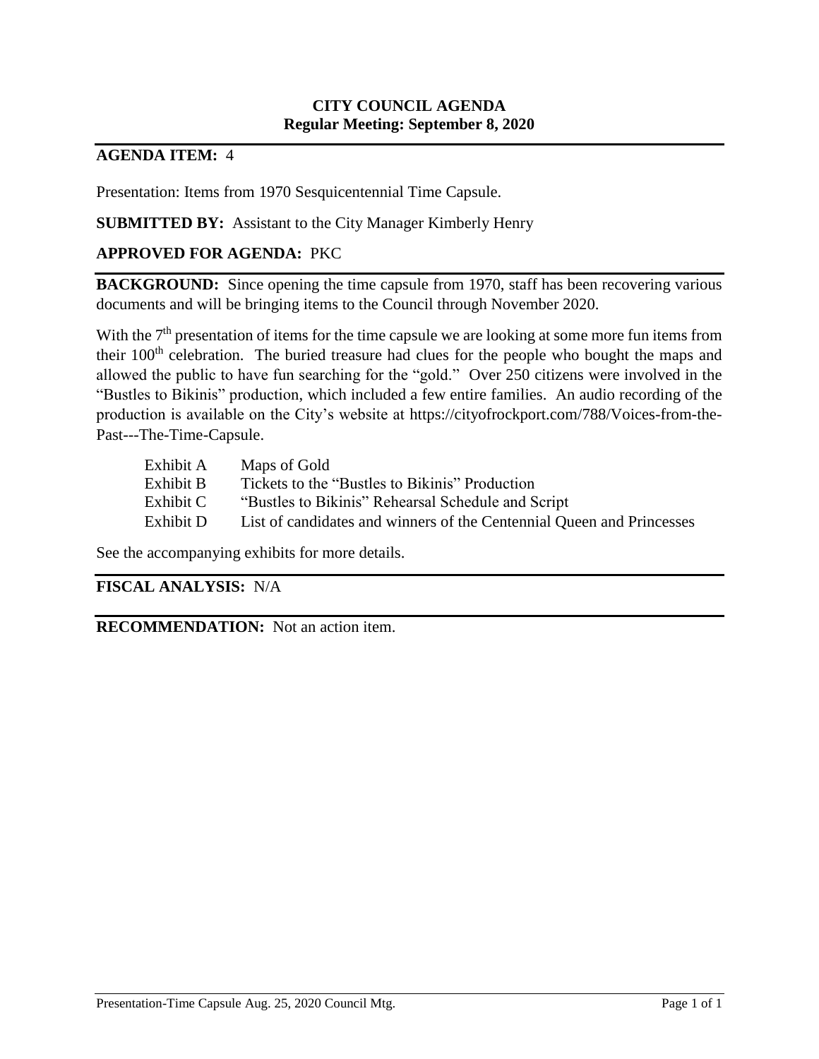**CITY COUNCIL AGENDA**
**Regular Meeting: September 8, 2020**

**AGENDA ITEM:** 4

Presentation: Items from 1970 Sesquicentennial Time Capsule.

**SUBMITTED BY:** Assistant to the City Manager Kimberly Henry

**APPROVED FOR AGENDA:** PKC

**BACKGROUND:** Since opening the time capsule from 1970, staff has been recovering various documents and will be bringing items to the Council through November 2020.

With the 7th presentation of items for the time capsule we are looking at some more fun items from their 100th celebration. The buried treasure had clues for the people who bought the maps and allowed the public to have fun searching for the "gold." Over 250 citizens were involved in the "Bustles to Bikinis" production, which included a few entire families. An audio recording of the production is available on the City's website at https://cityofrockport.com/788/Voices-from-the-Past---The-Time-Capsule.

| | |
|---|---|
| Exhibit A | Maps of Gold |
| Exhibit B | Tickets to the "Bustles to Bikinis" Production |
| Exhibit C | "Bustles to Bikinis" Rehearsal Schedule and Script |
| Exhibit D | List of candidates and winners of the Centennial Queen and Princesses |

See the accompanying exhibits for more details.

**FISCAL ANALYSIS:** N/A

**RECOMMENDATION:** Not an action item.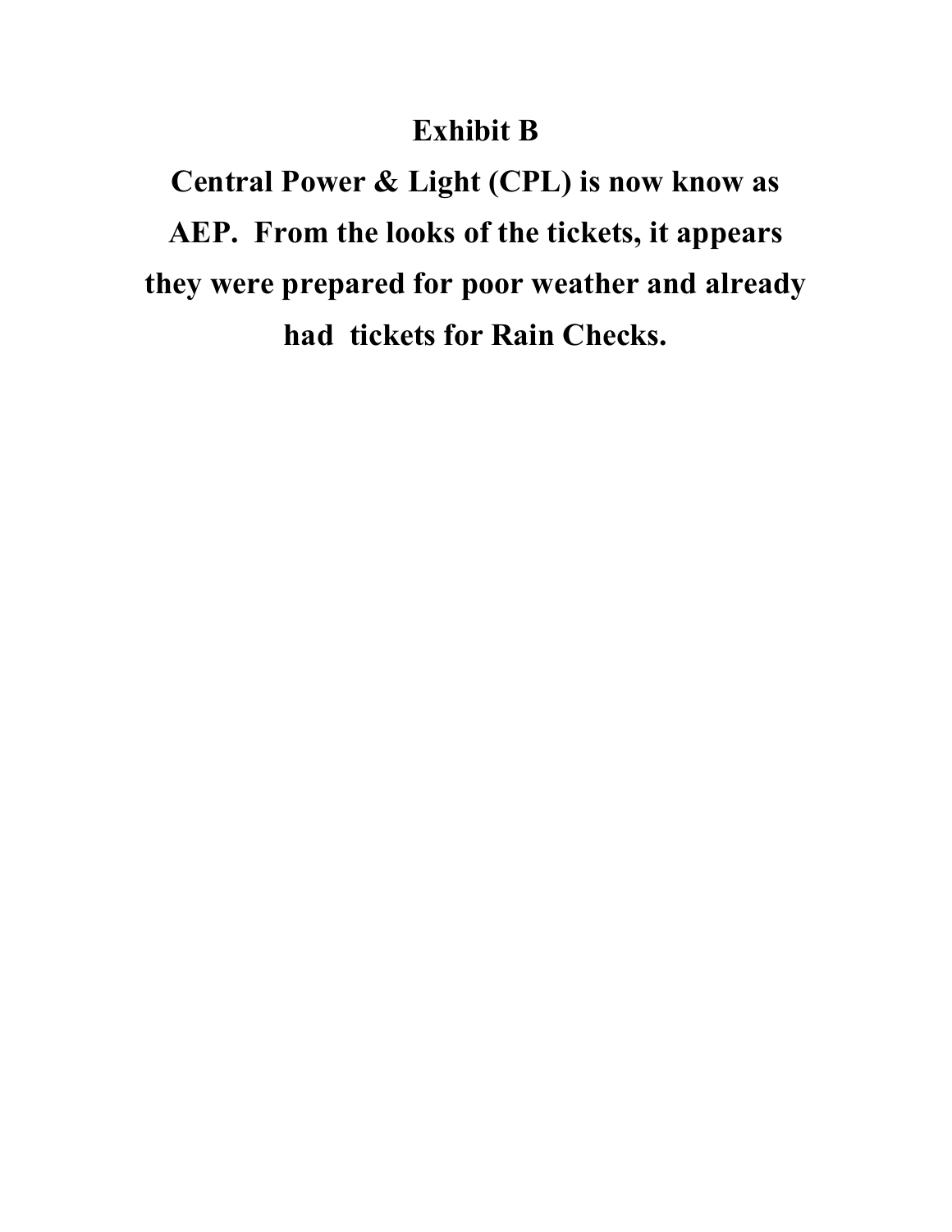# Exhibit B

**Central Power & Light (CPL) is now know as AEP. From the looks of the tickets, it appears they were prepared for poor weather and already had tickets for Rain Checks.**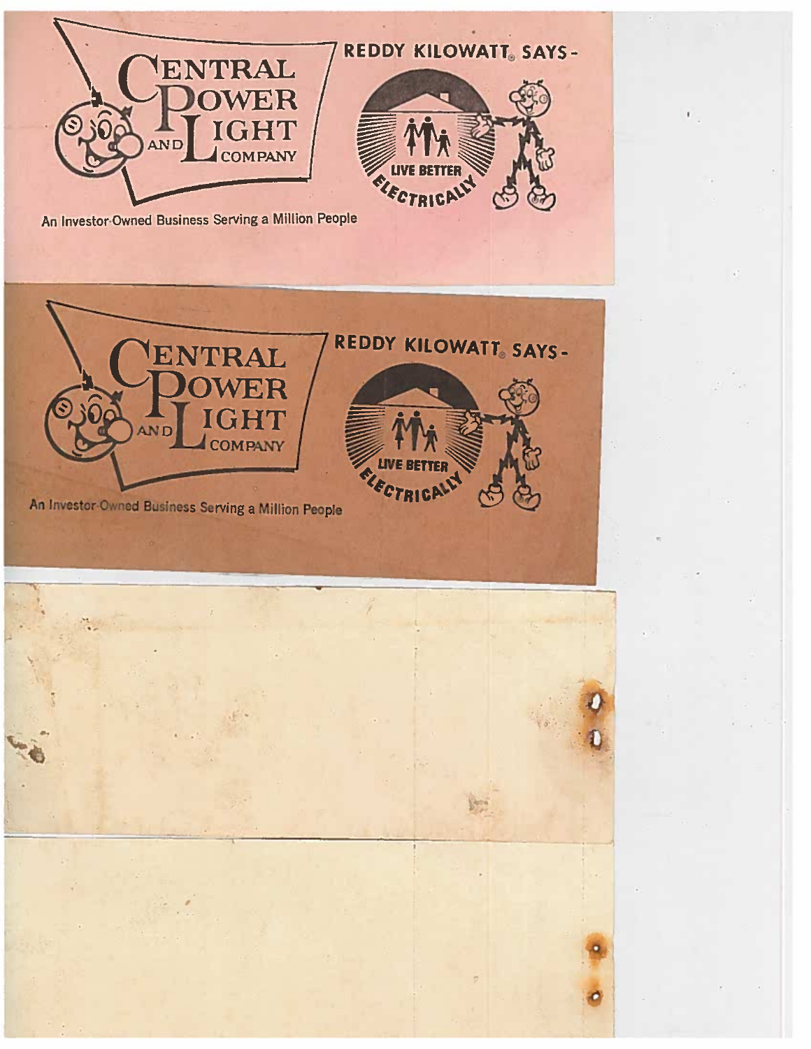CENTRAL POWER AND LIGHT COMPANY

REDDY KILOWATT® SAYS -

LIVE BETTER ELECTRICALLY

An Investor-Owned Business Serving a Million People

CENTRAL POWER AND LIGHT COMPANY

REDDY KILOWATT® SAYS -

LIVE BETTER ELECTRICALLY

An Investor-Owned Business Serving a Million People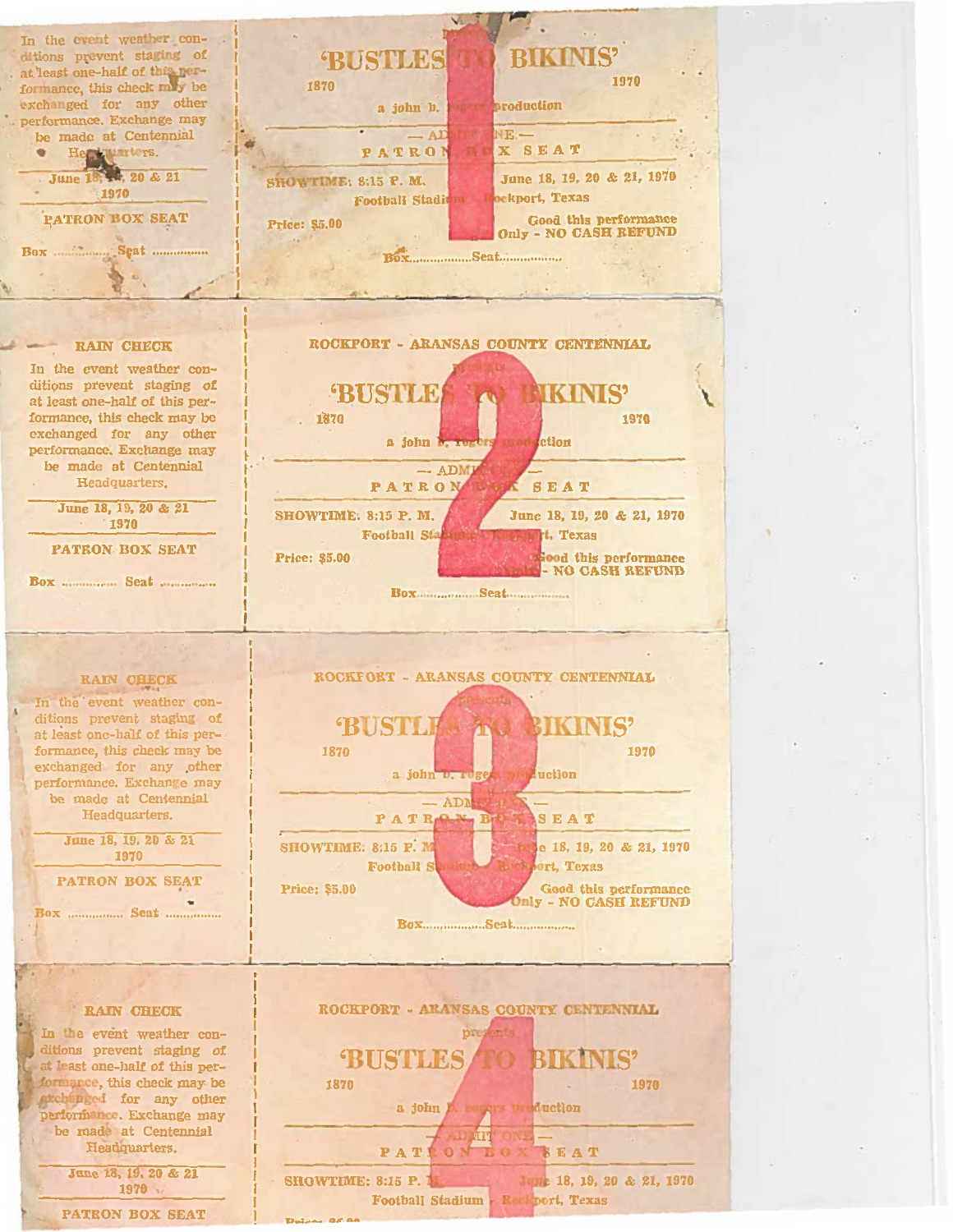In the event weather conditions prevent staging of at least one-half of this performance, this check may be exchanged for any other performance. Exchange may be made at Centennial Headquarters.

June 18, 19, 20 & 21
1970

PATRON BOX SEAT

Box .............. Seat ..............

presents

'BUSTLES TO BIKINIS'

1870 — 1970

a john b. rogers production

— ADMIT ONE —

PATRON BOX SEAT

SHOWTIME: 8:15 P. M.

June 18, 19, 20 & 21, 1970

Football Stadium - Rockport, Texas

Price: $5.00

Good this performance Only - NO CASH REFUND

Box.................Seat.................

1

---

RAIN CHECK

In the event weather conditions prevent staging of at least one-half of this performance, this check may be exchanged for any other performance. Exchange may be made at Centennial Headquarters.

June 18, 19, 20 & 21
1970

PATRON BOX SEAT

Box .............. Seat ..............

ROCKPORT - ARANSAS COUNTY CENTENNIAL

presents

'BUSTLES TO BIKINIS'

1870 — 1970

a john b. rogers production

— ADMIT ONE —

PATRON BOX SEAT

SHOWTIME: 8:15 P. M.

June 18, 19, 20 & 21, 1970

Football Stadium - Rockport, Texas

Price: $5.00

Good this performance Only - NO CASH REFUND

Box.................Seat.................

2

---

RAIN CHECK

In the event weather conditions prevent staging of at least one-half of this performance, this check may be exchanged for any other performance. Exchange may be made at Centennial Headquarters.

June 18, 19, 20 & 21
1970

PATRON BOX SEAT

Box .............. Seat ..............

ROCKPORT - ARANSAS COUNTY CENTENNIAL

presents

'BUSTLES TO BIKINIS'

1870 — 1970

a john b. rogers production

— ADMIT ONE —

PATRON BOX SEAT

SHOWTIME: 8:15 P. M.

June 18, 19, 20 & 21, 1970

Football Stadium - Rockport, Texas

Price: $5.00

Good this performance Only - NO CASH REFUND

Box.................Seat.................

3

---

RAIN CHECK

In the event weather conditions prevent staging of at least one-half of this performance, this check may be exchanged for any other performance. Exchange may be made at Centennial Headquarters.

June 18, 19, 20 & 21
1970

PATRON BOX SEAT

ROCKPORT - ARANSAS COUNTY CENTENNIAL

presents

'BUSTLES TO BIKINIS'

1870 — 1970

a john b. rogers production

— ADMIT ONE —

PATRON BOX SEAT

SHOWTIME: 8:15 P. M.

June 18, 19, 20 & 21, 1970

Football Stadium - Rockport, Texas

Price: $5.00

4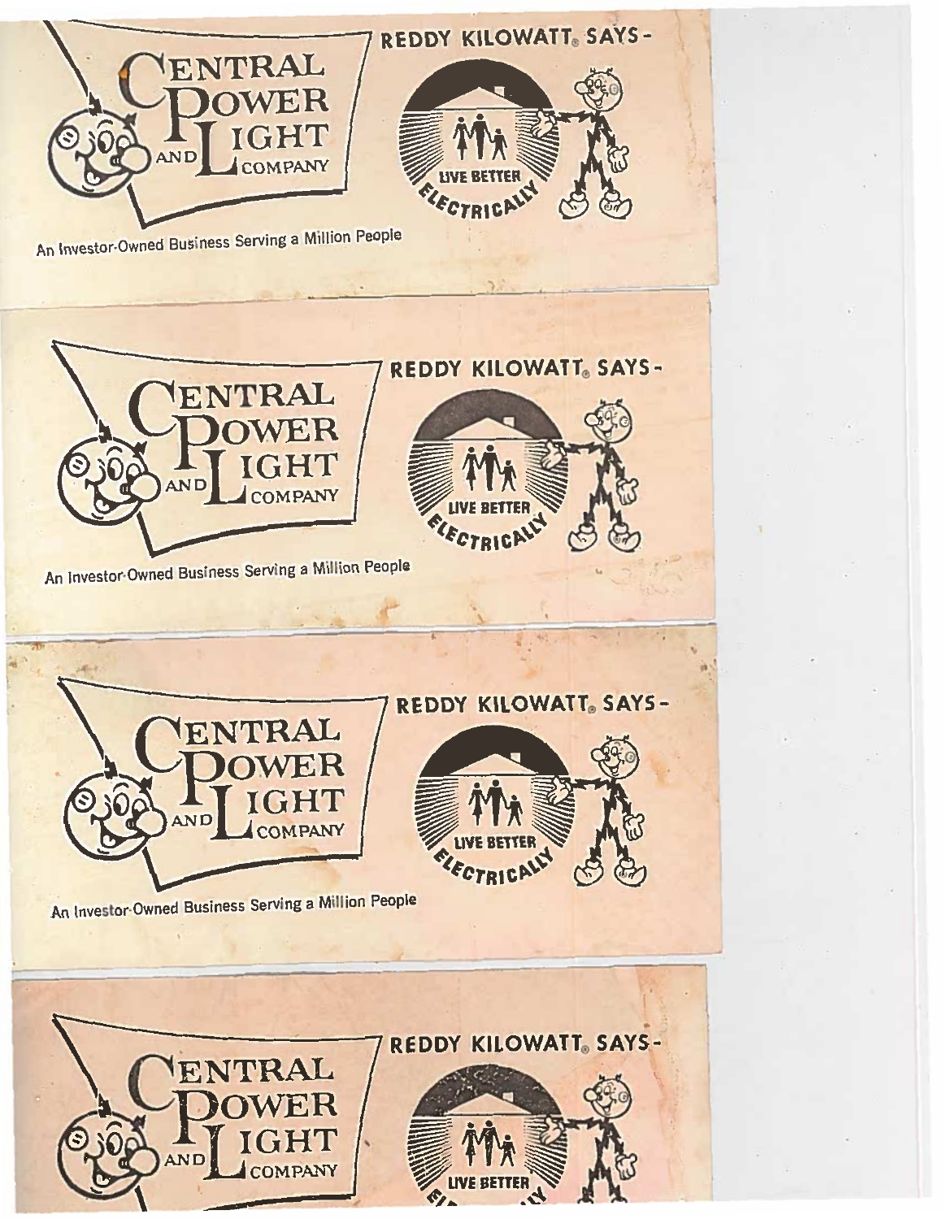**CENTRAL POWER AND LIGHT COMPANY**

REDDY KILOWATT® SAYS -

LIVE BETTER ELECTRICALLY

An Investor-Owned Business Serving a Million People

---

**CENTRAL POWER AND LIGHT COMPANY**

REDDY KILOWATT® SAYS -

LIVE BETTER ELECTRICALLY

An Investor-Owned Business Serving a Million People

---

**CENTRAL POWER AND LIGHT COMPANY**

REDDY KILOWATT® SAYS -

LIVE BETTER ELECTRICALLY

An Investor-Owned Business Serving a Million People

---

**CENTRAL POWER AND LIGHT COMPANY**

REDDY KILOWATT® SAYS -

LIVE BETTER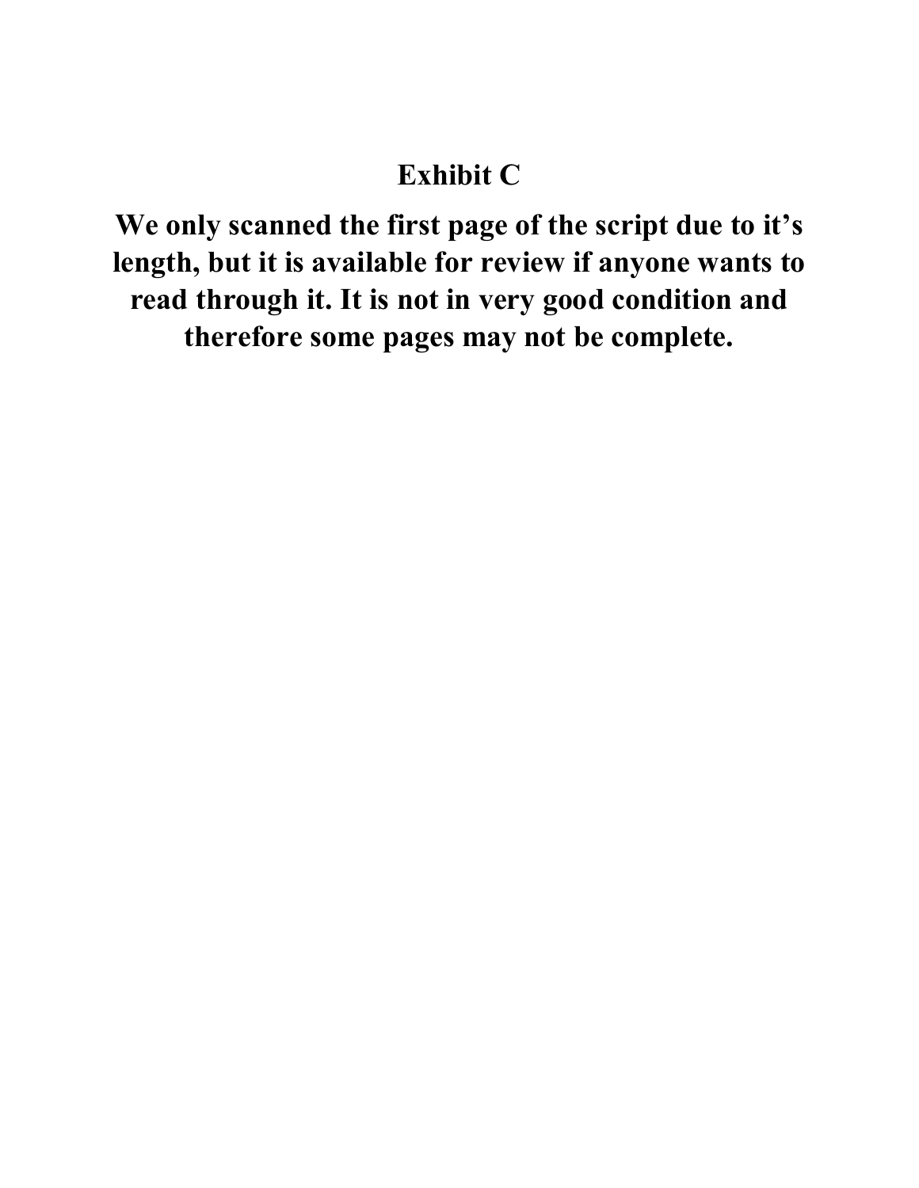# Exhibit C

**We only scanned the first page of the script due to it's length, but it is available for review if anyone wants to read through it. It is not in very good condition and therefore some pages may not be complete.**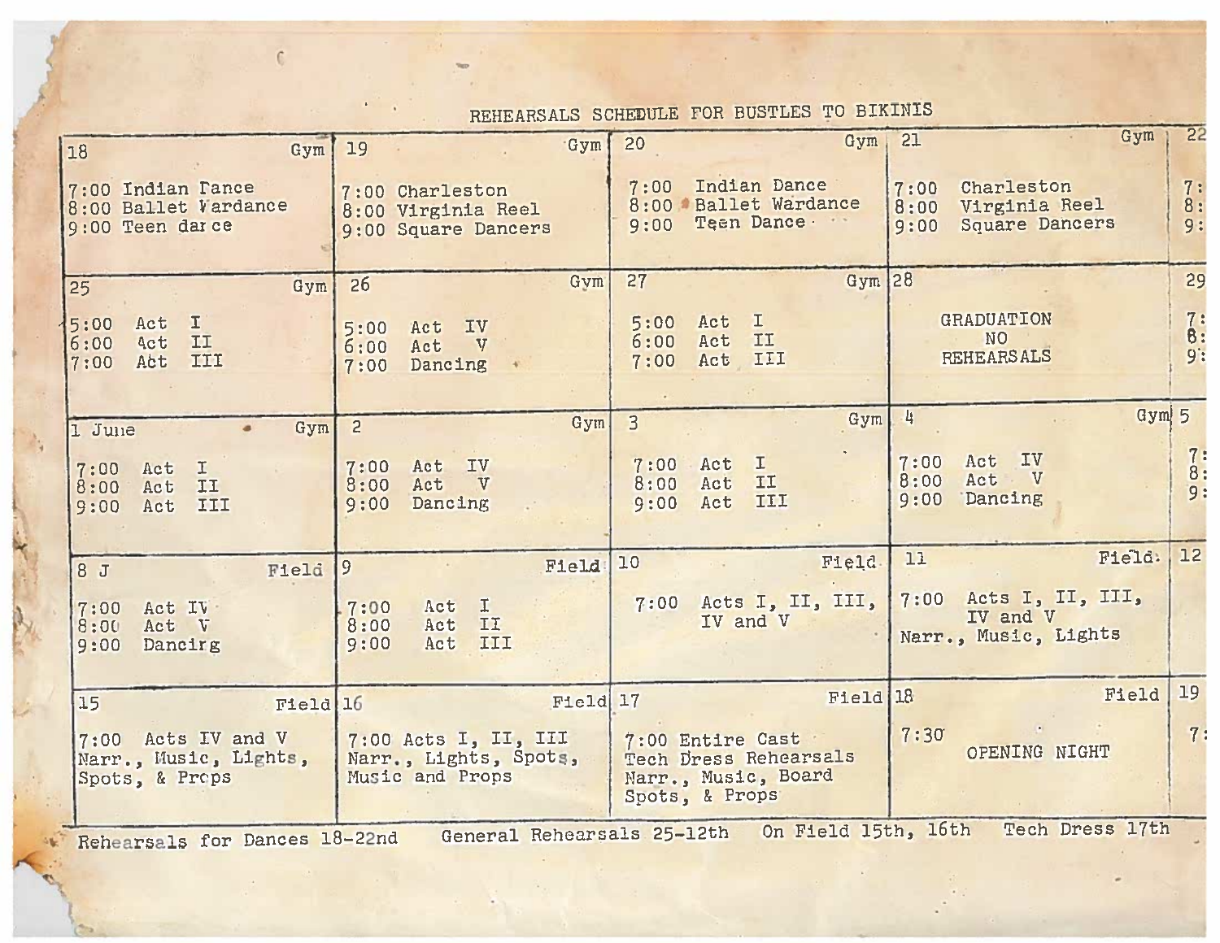REHEARSALS SCHEDULE FOR BUSTLES TO BIKINIS

| | | | | |
|---|---|---|---|---|
| 18 Gym<br>7:00 Indian Dance<br>8:00 Ballet Wardance<br>9:00 Teen dance | 19 Gym<br>7:00 Charleston<br>8:00 Virginia Reel<br>9:00 Square Dancers | 20 Gym<br>7:00 Indian Dance<br>8:00 Ballet Wardance<br>9:00 Teen Dance | 21 Gym<br>7:00 Charleston<br>8:00 Virginia Reel<br>9:00 Square Dancers | 22<br>7:<br>8:<br>9: |
| 25 Gym<br>5:00 Act I<br>6:00 Act II<br>7:00 Act III | 26 Gym<br>5:00 Act IV<br>6:00 Act V<br>7:00 Dancing | 27 Gym<br>5:00 Act I<br>6:00 Act II<br>7:00 Act III | 28<br>GRADUATION<br>NO<br>REHEARSALS | 29<br>7:<br>8:<br>9: |
| 1 June Gym<br>7:00 Act I<br>8:00 Act II<br>9:00 Act III | 2 Gym<br>7:00 Act IV<br>8:00 Act V<br>9:00 Dancing | 3 Gym<br>7:00 Act I<br>8:00 Act II<br>9:00 Act III | 4 Gym<br>7:00 Act IV<br>8:00 Act V<br>9:00 Dancing | 5<br>7:<br>8:<br>9: |
| 8 J Field<br>7:00 Act IV<br>8:00 Act V<br>9:00 Dancing | 9 Field<br>7:00 Act I<br>8:00 Act II<br>9:00 Act III | 10 Field<br>7:00 Acts I, II, III, IV and V | 11 Field<br>7:00 Acts I, II, III, IV and V<br>Narr., Music, Lights | 12 |
| 15 Field<br>7:00 Acts IV and V<br>Narr., Music, Lights, Spots, & Props | 16 Field<br>7:00 Acts I, II, III<br>Narr., Lights, Spots, Music and Props | 17 Field<br>7:00 Entire Cast<br>Tech Dress Rehearsals<br>Narr., Music, Board<br>Spots, & Props | 18 Field<br>7:30<br>OPENING NIGHT | 19<br>7: |

Rehearsals for Dances 18-22nd General Rehearsals 25-12th On Field 15th, 16th Tech Dress 17th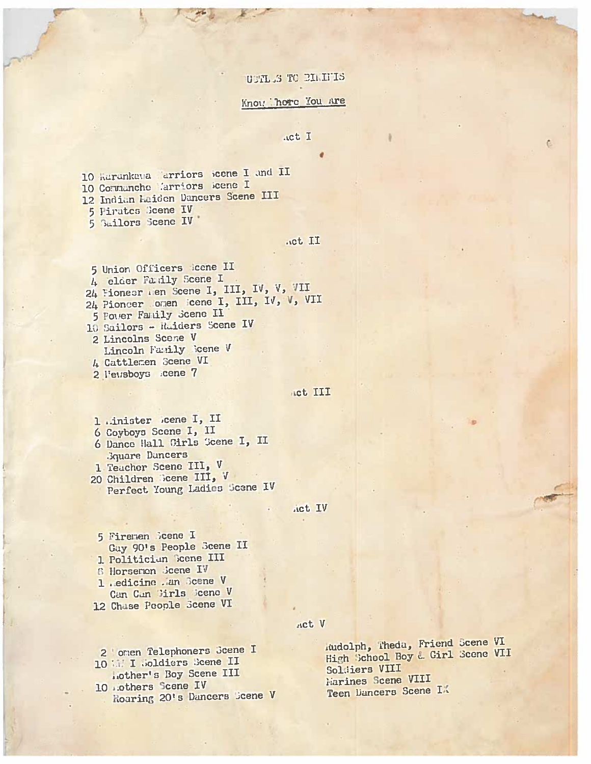# UGILS TO BIKINIS

## Know Where You Are

### Act I

10 Karankawa Warriors Scene I and II
10 Commanche Warriors Scene I
12 Indian Maiden Dancers Scene III
5 Pirates Scene IV
5 Sailors Scene IV

### Act II

5 Union Officers Scene II
4 Welder Family Scene I
24 Pioneer Men Scene I, III, IV, V, VII
24 Pioneer Women Scene I, III, IV, V, VII
5 Power Family Scene II
10 Sailors - Raiders Scene IV
2 Lincolns Scene V
Lincoln Family Scene V
4 Cattlemen Scene VI
2 Newsboys Scene 7

### Act III

1 Minister Scene I, II
6 Cowboys Scene I, II
6 Dance Hall Girls Scene I, II
Square Dancers
1 Teacher Scene III, V
20 Children Scene III, V
Perfect Young Ladies Scene IV

### Act IV

5 Firemen Scene I
Gay 90's People Scene II
1 Politician Scene III
6 Horsemen Scene IV
1 Medicine Man Scene V
Can Can Girls Scene V
12 Chase People Scene VI

### Act V

2 Women Telephoners Scene I
10 W W I Soldiers Scene II
Mother's Boy Scene III
10 Mothers Scene IV
Roaring 20's Dancers Scene V
Rudolph, Theda, Friend Scene VI
High School Boy & Girl Scene VII
Soldiers VIII
Marines Scene VIII
Teen Dancers Scene IX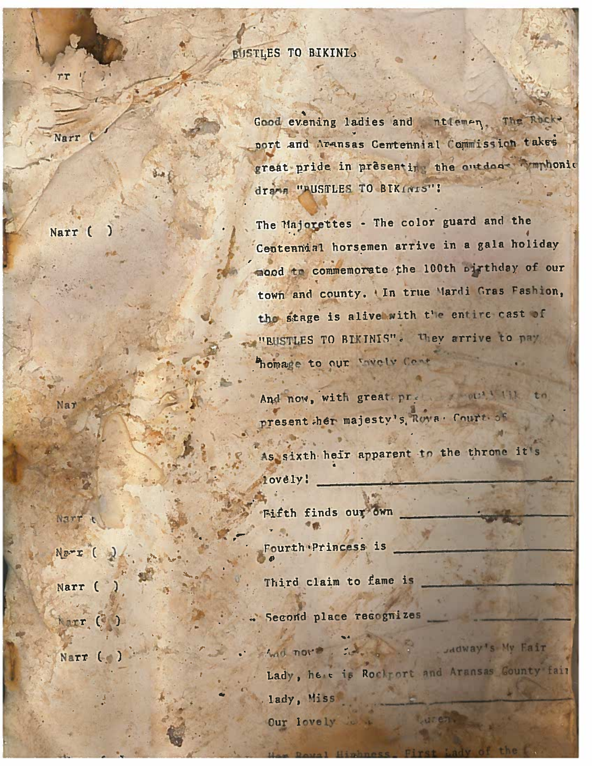# BUSTLES TO BIKINIS

rr

Narr ( ) Good evening ladies and gentlemen. The Rockport and Aransas Centennial Commission takes great pride in presenting the outdoor symphonic drama "BUSTLES TO BIKINIS"!

Narr ( ) The Majorettes - The color guard and the Centennial horsemen arrive in a gala holiday mood to commemorate the 100th birthday of our town and county. In true Mardi Gras Fashion, the stage is alive with the entire cast of "BUSTLES TO BIKINIS". They arrive to pay homage to our lovely Cent

Narr And now, with great pr to present her majesty's Royal Court of

As sixth heir apparent to the throne it's lovely! ____________________

Narr ( ) Fifth finds our own ____________________

Narr ( ) Fourth Princess is ____________________

Narr ( ) Third claim to fame is ____________________

Narr ( ) Second place recognizes ____________________

Narr ( ) And now adway's My Fair Lady, here is Rockport and Aransas County fair lady, Miss ____________________

Our lovely Queen.

Her Royal Highness, First Lady of the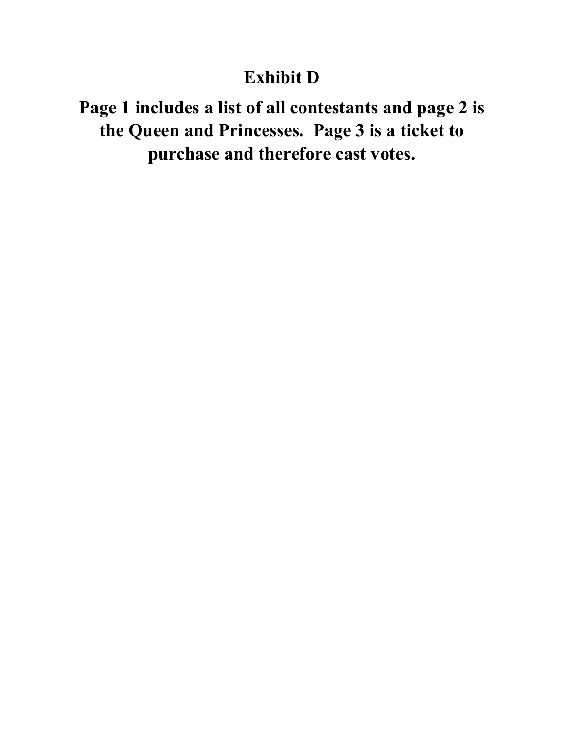# Exhibit D

## Page 1 includes a list of all contestants and page 2 is the Queen and Princesses. Page 3 is a ticket to purchase and therefore cast votes.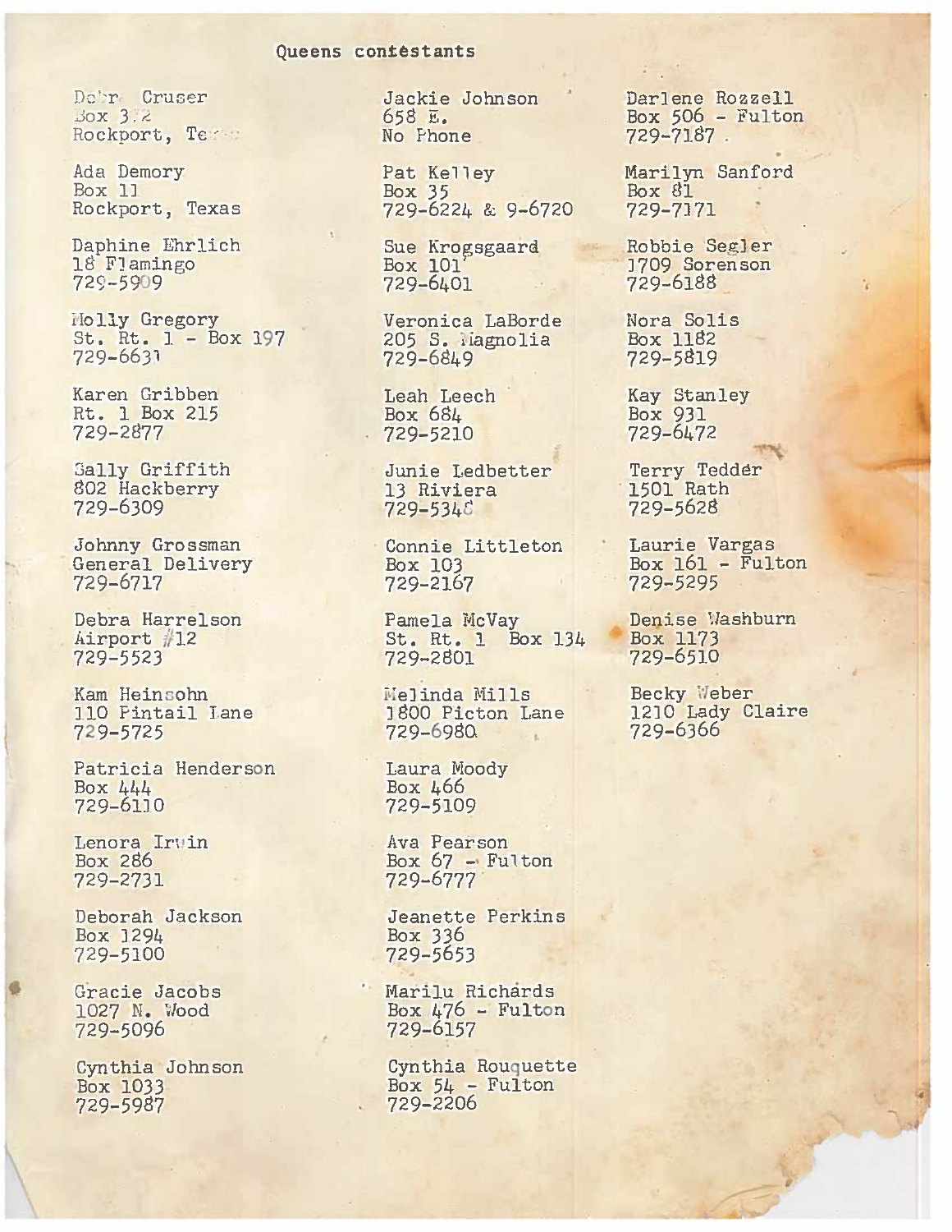# Queens contestants

Debr Cruser
Box 3 2
Rockport, Te

Ada Demory
Box 11
Rockport, Texas

Daphine Ehrlich
18 Flamingo
729-5909

Molly Gregory
St. Rt. 1 - Box 197
729-6631

Karen Gribben
Rt. 1 Box 215
729-2877

Sally Griffith
802 Hackberry
729-6309

Johnny Grossman
General Delivery
729-6717

Debra Harrelson
Airport #12
729-5523

Kam Heinsohn
110 Pintail Lane
729-5725

Patricia Henderson
Box 444
729-6110

Lenora Irwin
Box 286
729-2731

Deborah Jackson
Box 1294
729-5100

Gracie Jacobs
1027 N. Wood
729-5096

Cynthia Johnson
Box 1033
729-5987

Jackie Johnson
658 E.
No Phone

Pat Kelley
Box 35
729-6224 & 9-6720

Sue Krogsgaard
Box 101
729-6401

Veronica LaBorde
205 S. Magnolia
729-6849

Leah Leech
Box 684
729-5210

Junie Ledbetter
13 Riviera
729-5348

Connie Littleton
Box 103
729-2167

Pamela McVay
St. Rt. 1 Box 134
729-2801

Melinda Mills
1800 Picton Lane
729-6980

Laura Moody
Box 466
729-5109

Ava Pearson
Box 67 - Fulton
729-6777

Jeanette Perkins
Box 336
729-5653

Marilu Richards
Box 476 - Fulton
729-6157

Cynthia Rouquette
Box 54 - Fulton
729-2206

Darlene Rozzell
Box 506 - Fulton
729-7187

Marilyn Sanford
Box 81
729-7171

Robbie Segler
1709 Sorenson
729-6188

Nora Solis
Box 1182
729-5819

Kay Stanley
Box 931
729-6472

Terry Tedder
1501 Rath
729-5628

Laurie Vargas
Box 161 - Fulton
729-5295

Denise Washburn
Box 1173
729-6510

Becky Weber
1210 Lady Claire
729-6366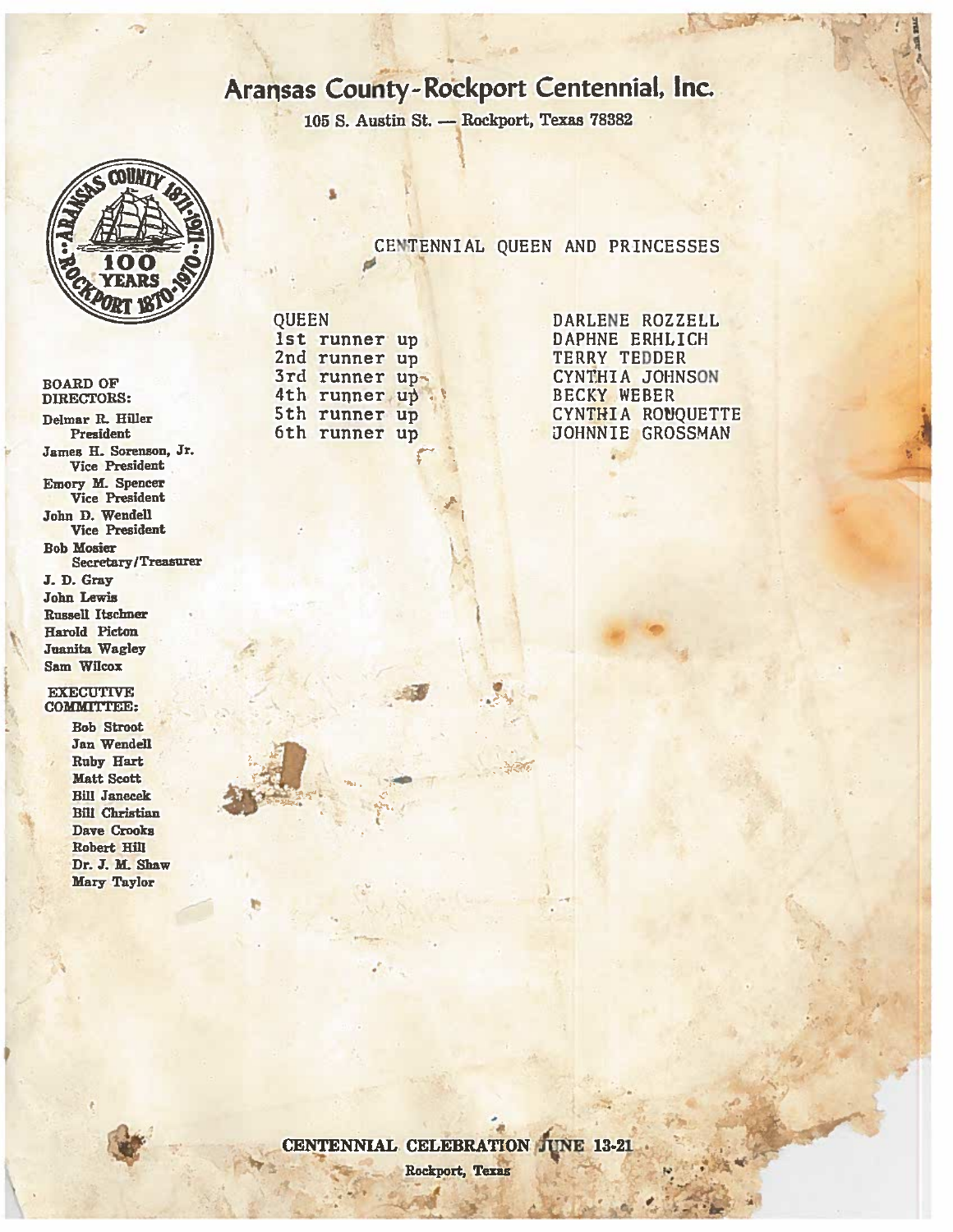# Aransas County-Rockport Centennial, Inc.

105 S. Austin St. — Rockport, Texas 78382

**BOARD OF DIRECTORS:**

Delmar R. Hiller
President

James H. Sorenson, Jr.
Vice President

Emory M. Spencer
Vice President

John D. Wendell
Vice President

Bob Mosier
Secretary/Treasurer

J. D. Gray

John Lewis

Russell Itschner

Harold Picton

Juanita Wagley

Sam Wilcox

**EXECUTIVE COMMITTEE:**

Bob Stroot

Jan Wendell

Ruby Hart

Matt Scott

Bill Janecek

Bill Christian

Dave Crooks

Robert Hill

Dr. J. M. Shaw

Mary Taylor

## CENTENNIAL QUEEN AND PRINCESSES

| | |
|---|---|
| QUEEN | DARLENE ROZZELL |
| 1st runner up | DAPHNE ERHLICH |
| 2nd runner up | TERRY TEDDER |
| 3rd runner up | CYNTHIA JOHNSON |
| 4th runner up | BECKY WEBER |
| 5th runner up | CYNTHIA ROUQUETTE |
| 6th runner up | JOHNNIE GROSSMAN |

**CENTENNIAL CELEBRATION JUNE 13-21**

Rockport, Texas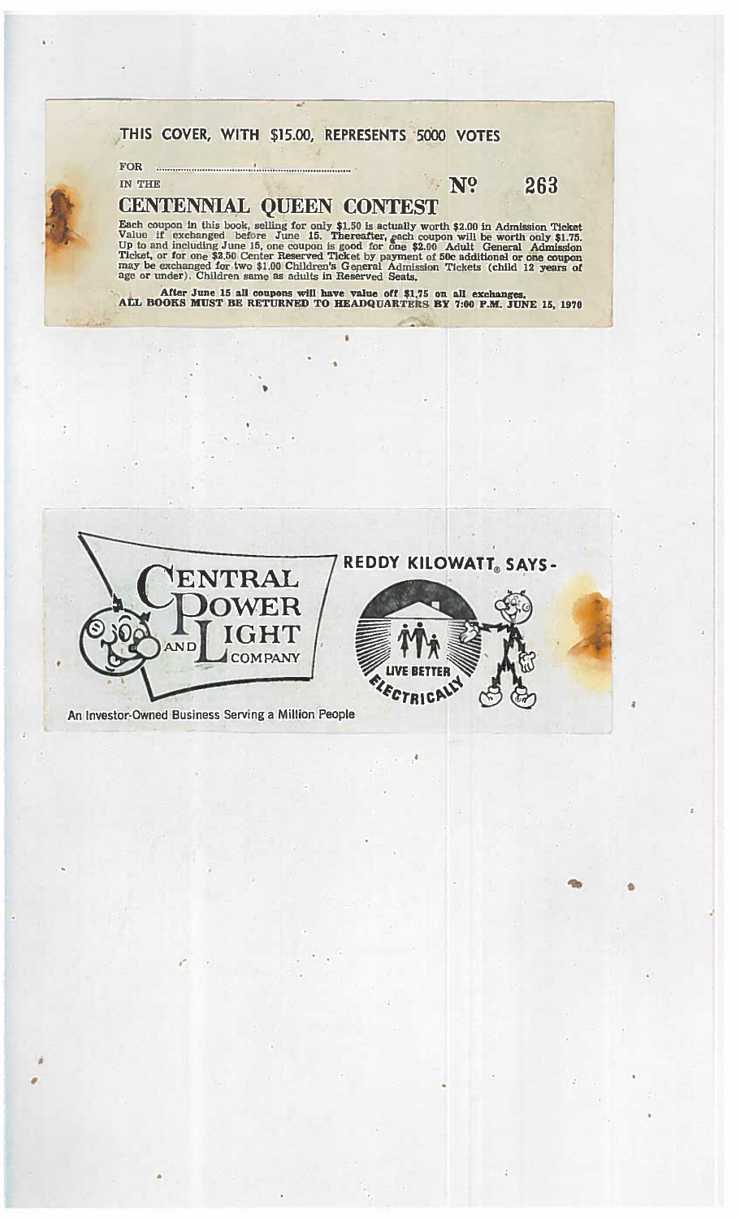THIS COVER, WITH $15.00, REPRESENTS 5000 VOTES

FOR ..............................................................

IN THE

Nº 263

## CENTENNIAL QUEEN CONTEST

Each coupon in this book, selling for only $1.50 is actually worth $2.00 in Admission Ticket Value if exchanged before June 15. Thereafter, each coupon will be worth only $1.75. Up to and including June 15, one coupon is good for one $2.00 Adult General Admission Ticket, or for one $2.50 Center Reserved Ticket by payment of 50c additional or one coupon may be exchanged for two $1.00 Children's General Admission Tickets (child 12 years of age or under). Children same as adults in Reserved Seats.

**After June 15 all coupons will have value of $1.75 on all exchanges.**
**ALL BOOKS MUST BE RETURNED TO HEADQUARTERS BY 7:00 P.M. JUNE 15, 1970**

CENTRAL POWER AND LIGHT COMPANY

REDDY KILOWATT® SAYS-

LIVE BETTER ELECTRICALLY

An Investor-Owned Business Serving a Million People